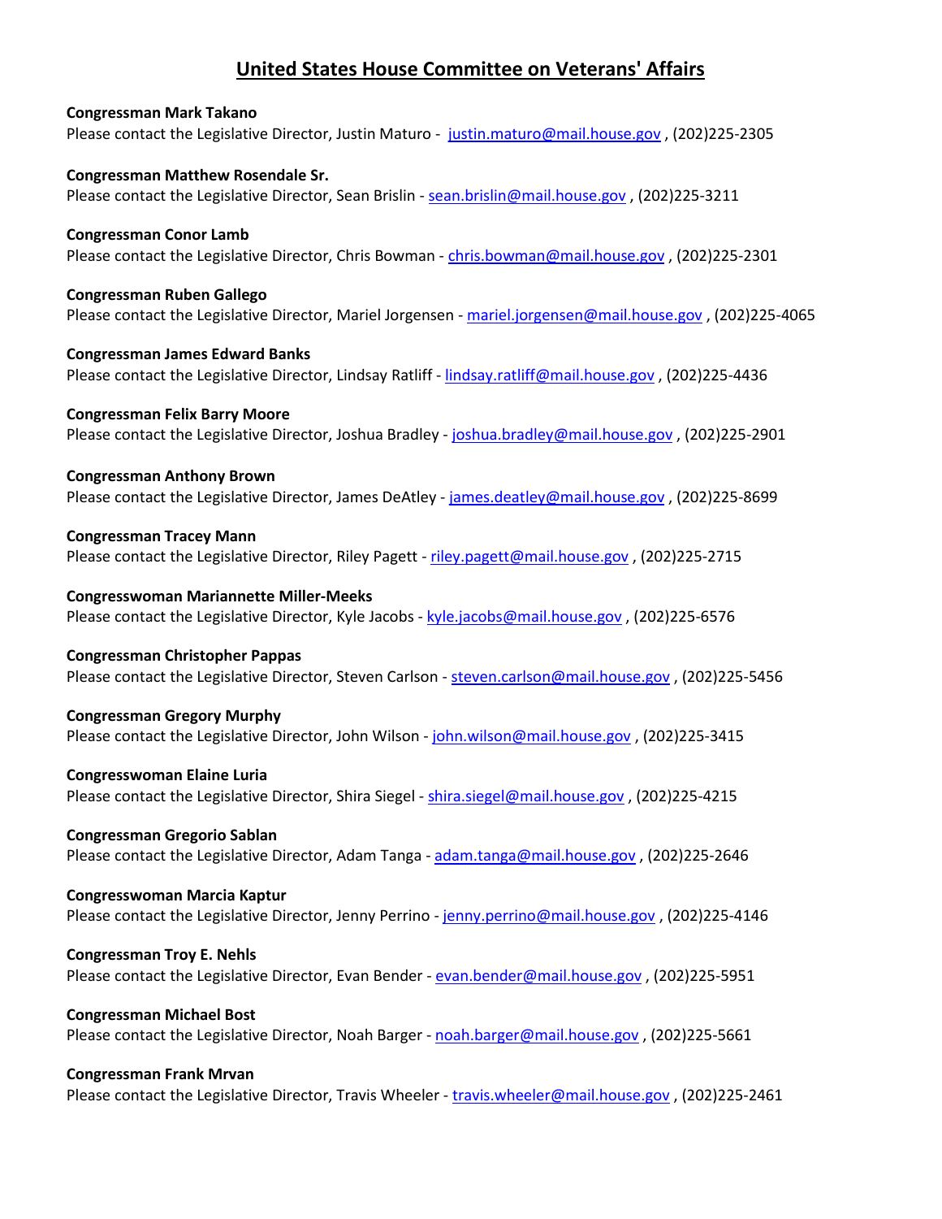# United States House Committee on Veterans' Affairs

**Congressman Mark Takano**
Please contact the Legislative Director, Justin Maturo - justin.maturo@mail.house.gov , (202)225-2305

**Congressman Matthew Rosendale Sr.**
Please contact the Legislative Director, Sean Brislin - sean.brislin@mail.house.gov , (202)225-3211

**Congressman Conor Lamb**
Please contact the Legislative Director, Chris Bowman - chris.bowman@mail.house.gov , (202)225-2301

**Congressman Ruben Gallego**
Please contact the Legislative Director, Mariel Jorgensen - mariel.jorgensen@mail.house.gov , (202)225-4065

**Congressman James Edward Banks**
Please contact the Legislative Director, Lindsay Ratliff - lindsay.ratliff@mail.house.gov , (202)225-4436

**Congressman Felix Barry Moore**
Please contact the Legislative Director, Joshua Bradley - joshua.bradley@mail.house.gov , (202)225-2901

**Congressman Anthony Brown**
Please contact the Legislative Director, James DeAtley - james.deatley@mail.house.gov , (202)225-8699

**Congressman Tracey Mann**
Please contact the Legislative Director, Riley Pagett - riley.pagett@mail.house.gov , (202)225-2715

**Congresswoman Mariannette Miller-Meeks**
Please contact the Legislative Director, Kyle Jacobs - kyle.jacobs@mail.house.gov , (202)225-6576

**Congressman Christopher Pappas**
Please contact the Legislative Director, Steven Carlson - steven.carlson@mail.house.gov , (202)225-5456

**Congressman Gregory Murphy**
Please contact the Legislative Director, John Wilson - john.wilson@mail.house.gov , (202)225-3415

**Congresswoman Elaine Luria**
Please contact the Legislative Director, Shira Siegel - shira.siegel@mail.house.gov , (202)225-4215

**Congressman Gregorio Sablan**
Please contact the Legislative Director, Adam Tanga - adam.tanga@mail.house.gov , (202)225-2646

**Congresswoman Marcia Kaptur**
Please contact the Legislative Director, Jenny Perrino - jenny.perrino@mail.house.gov , (202)225-4146

**Congressman Troy E. Nehls**
Please contact the Legislative Director, Evan Bender - evan.bender@mail.house.gov , (202)225-5951

**Congressman Michael Bost**
Please contact the Legislative Director, Noah Barger - noah.barger@mail.house.gov , (202)225-5661

**Congressman Frank Mrvan**
Please contact the Legislative Director, Travis Wheeler - travis.wheeler@mail.house.gov , (202)225-2461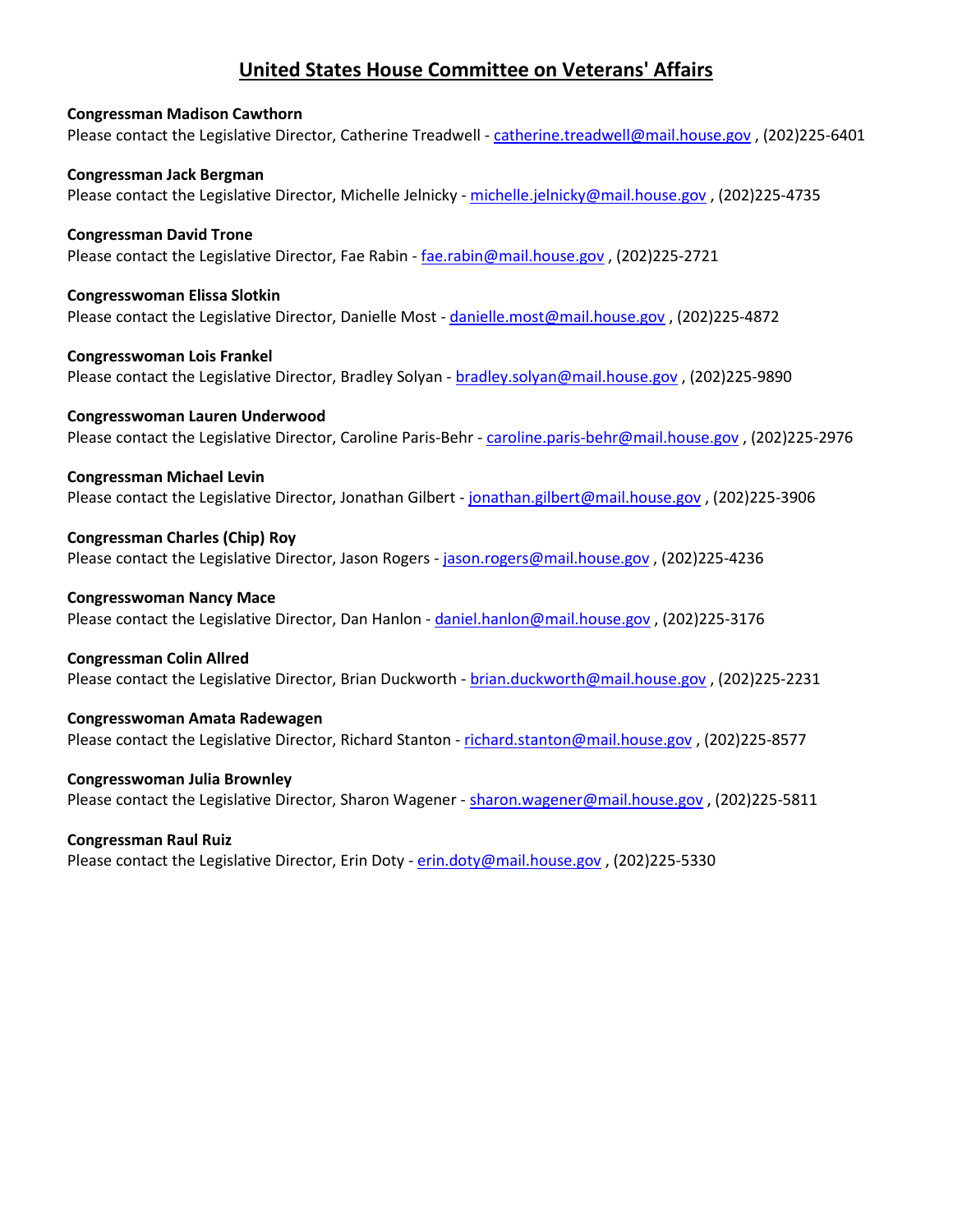# United States House Committee on Veterans' Affairs

**Congressman Madison Cawthorn**
Please contact the Legislative Director, Catherine Treadwell - catherine.treadwell@mail.house.gov , (202)225-6401

**Congressman Jack Bergman**
Please contact the Legislative Director, Michelle Jelnicky - michelle.jelnicky@mail.house.gov , (202)225-4735

**Congressman David Trone**
Please contact the Legislative Director, Fae Rabin - fae.rabin@mail.house.gov , (202)225-2721

**Congresswoman Elissa Slotkin**
Please contact the Legislative Director, Danielle Most - danielle.most@mail.house.gov , (202)225-4872

**Congresswoman Lois Frankel**
Please contact the Legislative Director, Bradley Solyan - bradley.solyan@mail.house.gov , (202)225-9890

**Congresswoman Lauren Underwood**
Please contact the Legislative Director, Caroline Paris-Behr - caroline.paris-behr@mail.house.gov , (202)225-2976

**Congressman Michael Levin**
Please contact the Legislative Director, Jonathan Gilbert - jonathan.gilbert@mail.house.gov , (202)225-3906

**Congressman Charles (Chip) Roy**
Please contact the Legislative Director, Jason Rogers - jason.rogers@mail.house.gov , (202)225-4236

**Congresswoman Nancy Mace**
Please contact the Legislative Director, Dan Hanlon - daniel.hanlon@mail.house.gov , (202)225-3176

**Congressman Colin Allred**
Please contact the Legislative Director, Brian Duckworth - brian.duckworth@mail.house.gov , (202)225-2231

**Congresswoman Amata Radewagen**
Please contact the Legislative Director, Richard Stanton - richard.stanton@mail.house.gov , (202)225-8577

**Congresswoman Julia Brownley**
Please contact the Legislative Director, Sharon Wagener - sharon.wagener@mail.house.gov , (202)225-5811

**Congressman Raul Ruiz**
Please contact the Legislative Director, Erin Doty - erin.doty@mail.house.gov , (202)225-5330